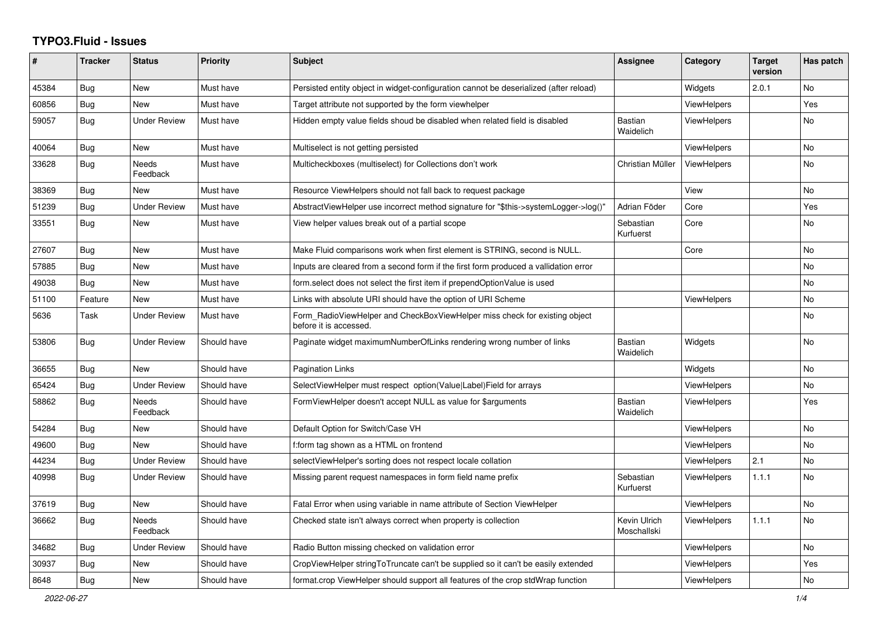# TYPO3.Fluid - Issues

| # | Tracker | Status | Priority | Subject | Assignee | Category | Target version | Has patch |
|---|---|---|---|---|---|---|---|---|
| 45384 | Bug | New | Must have | Persisted entity object in widget-configuration cannot be deserialized (after reload) | | Widgets | 2.0.1 | No |
| 60856 | Bug | New | Must have | Target attribute not supported by the form viewhelper | | ViewHelpers | | Yes |
| 59057 | Bug | Under Review | Must have | Hidden empty value fields shoud be disabled when related field is disabled | Bastian Waidelich | ViewHelpers | | No |
| 40064 | Bug | New | Must have | Multiselect is not getting persisted | | ViewHelpers | | No |
| 33628 | Bug | Needs Feedback | Must have | Multicheckboxes (multiselect) for Collections don't work | Christian Müller | ViewHelpers | | No |
| 38369 | Bug | New | Must have | Resource ViewHelpers should not fall back to request package | | View | | No |
| 51239 | Bug | Under Review | Must have | AbstractViewHelper use incorrect method signature for "$this->systemLogger->log()" | Adrian Föder | Core | | Yes |
| 33551 | Bug | New | Must have | View helper values break out of a partial scope | Sebastian Kurfuerst | Core | | No |
| 27607 | Bug | New | Must have | Make Fluid comparisons work when first element is STRING, second is NULL. | | Core | | No |
| 57885 | Bug | New | Must have | Inputs are cleared from a second form if the first form produced a vallidation error | | | | No |
| 49038 | Bug | New | Must have | form.select does not select the first item if prependOptionValue is used | | | | No |
| 51100 | Feature | New | Must have | Links with absolute URI should have the option of URI Scheme | | ViewHelpers | | No |
| 5636 | Task | Under Review | Must have | Form_RadioViewHelper and CheckBoxViewHelper miss check for existing object before it is accessed. | | | | No |
| 53806 | Bug | Under Review | Should have | Paginate widget maximumNumberOfLinks rendering wrong number of links | Bastian Waidelich | Widgets | | No |
| 36655 | Bug | New | Should have | Pagination Links | | Widgets | | No |
| 65424 | Bug | Under Review | Should have | SelectViewHelper must respect option(Value\|Label)Field for arrays | | ViewHelpers | | No |
| 58862 | Bug | Needs Feedback | Should have | FormViewHelper doesn't accept NULL as value for $arguments | Bastian Waidelich | ViewHelpers | | Yes |
| 54284 | Bug | New | Should have | Default Option for Switch/Case VH | | ViewHelpers | | No |
| 49600 | Bug | New | Should have | f:form tag shown as a HTML on frontend | | ViewHelpers | | No |
| 44234 | Bug | Under Review | Should have | selectViewHelper's sorting does not respect locale collation | | ViewHelpers | 2.1 | No |
| 40998 | Bug | Under Review | Should have | Missing parent request namespaces in form field name prefix | Sebastian Kurfuerst | ViewHelpers | 1.1.1 | No |
| 37619 | Bug | New | Should have | Fatal Error when using variable in name attribute of Section ViewHelper | | ViewHelpers | | No |
| 36662 | Bug | Needs Feedback | Should have | Checked state isn't always correct when property is collection | Kevin Ulrich Moschallski | ViewHelpers | 1.1.1 | No |
| 34682 | Bug | Under Review | Should have | Radio Button missing checked on validation error | | ViewHelpers | | No |
| 30937 | Bug | New | Should have | CropViewHelper stringToTruncate can't be supplied so it can't be easily extended | | ViewHelpers | | Yes |
| 8648 | Bug | New | Should have | format.crop ViewHelper should support all features of the crop stdWrap function | | ViewHelpers | | No |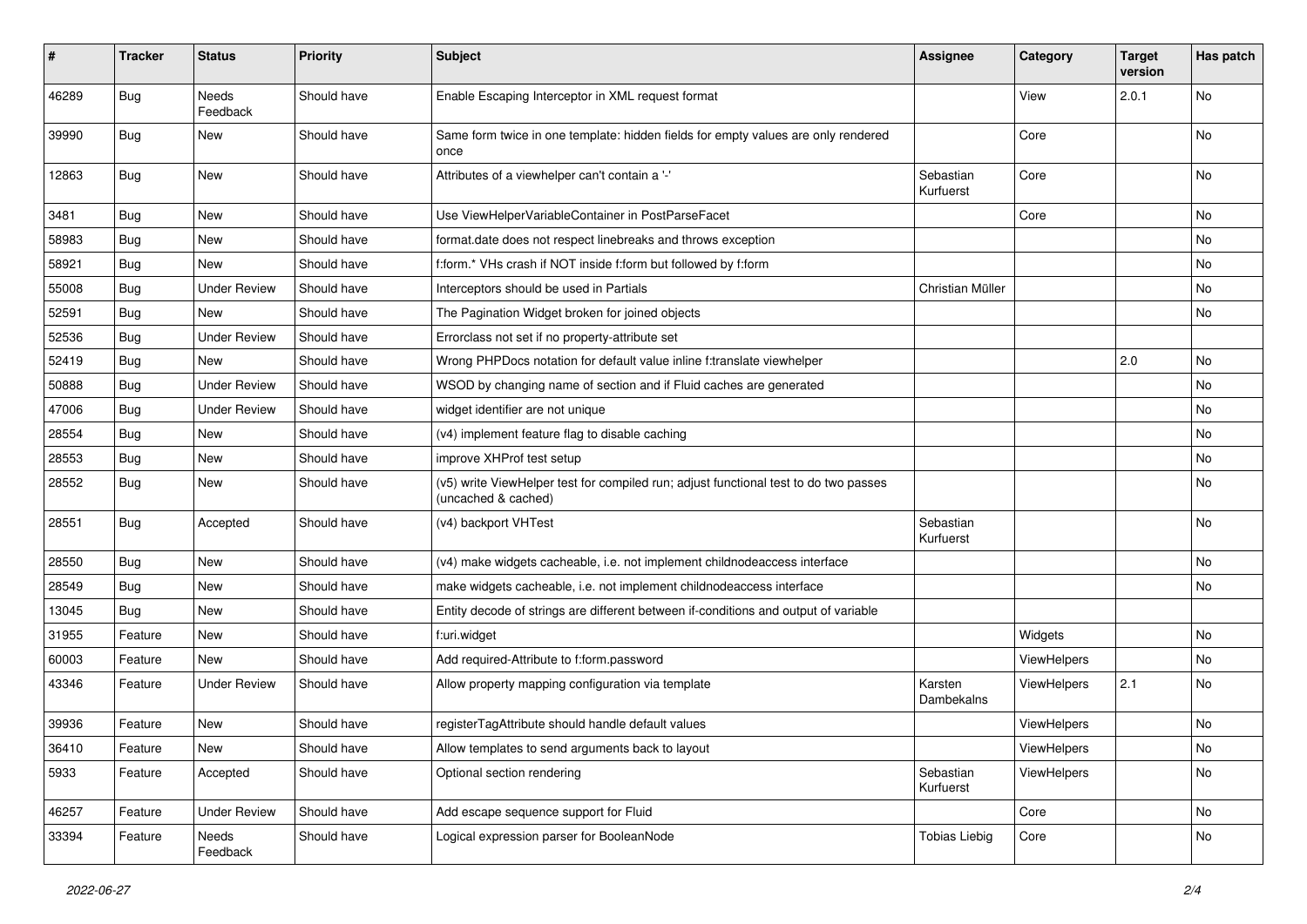| # | Tracker | Status | Priority | Subject | Assignee | Category | Target version | Has patch |
|---|---|---|---|---|---|---|---|---|
| 46289 | Bug | Needs Feedback | Should have | Enable Escaping Interceptor in XML request format | | View | 2.0.1 | No |
| 39990 | Bug | New | Should have | Same form twice in one template: hidden fields for empty values are only rendered once | | Core | | No |
| 12863 | Bug | New | Should have | Attributes of a viewhelper can't contain a '-' | Sebastian Kurfuerst | Core | | No |
| 3481 | Bug | New | Should have | Use ViewHelperVariableContainer in PostParseFacet | | Core | | No |
| 58983 | Bug | New | Should have | format.date does not respect linebreaks and throws exception | | | | No |
| 58921 | Bug | New | Should have | f:form.* VHs crash if NOT inside f:form but followed by f:form | | | | No |
| 55008 | Bug | Under Review | Should have | Interceptors should be used in Partials | Christian Müller | | | No |
| 52591 | Bug | New | Should have | The Pagination Widget broken for joined objects | | | | No |
| 52536 | Bug | Under Review | Should have | Errorclass not set if no property-attribute set | | | | |
| 52419 | Bug | New | Should have | Wrong PHPDocs notation for default value inline f:translate viewhelper | | | 2.0 | No |
| 50888 | Bug | Under Review | Should have | WSOD by changing name of section and if Fluid caches are generated | | | | No |
| 47006 | Bug | Under Review | Should have | widget identifier are not unique | | | | No |
| 28554 | Bug | New | Should have | (v4) implement feature flag to disable caching | | | | No |
| 28553 | Bug | New | Should have | improve XHProf test setup | | | | No |
| 28552 | Bug | New | Should have | (v5) write ViewHelper test for compiled run; adjust functional test to do two passes (uncached & cached) | | | | No |
| 28551 | Bug | Accepted | Should have | (v4) backport VHTest | Sebastian Kurfuerst | | | No |
| 28550 | Bug | New | Should have | (v4) make widgets cacheable, i.e. not implement childnodeaccess interface | | | | No |
| 28549 | Bug | New | Should have | make widgets cacheable, i.e. not implement childnodeaccess interface | | | | No |
| 13045 | Bug | New | Should have | Entity decode of strings are different between if-conditions and output of variable | | | | |
| 31955 | Feature | New | Should have | f:uri.widget | | Widgets | | No |
| 60003 | Feature | New | Should have | Add required-Attribute to f:form.password | | ViewHelpers | | No |
| 43346 | Feature | Under Review | Should have | Allow property mapping configuration via template | Karsten Dambekalns | ViewHelpers | 2.1 | No |
| 39936 | Feature | New | Should have | registerTagAttribute should handle default values | | ViewHelpers | | No |
| 36410 | Feature | New | Should have | Allow templates to send arguments back to layout | | ViewHelpers | | No |
| 5933 | Feature | Accepted | Should have | Optional section rendering | Sebastian Kurfuerst | ViewHelpers | | No |
| 46257 | Feature | Under Review | Should have | Add escape sequence support for Fluid | | Core | | No |
| 33394 | Feature | Needs Feedback | Should have | Logical expression parser for BooleanNode | Tobias Liebig | Core | | No |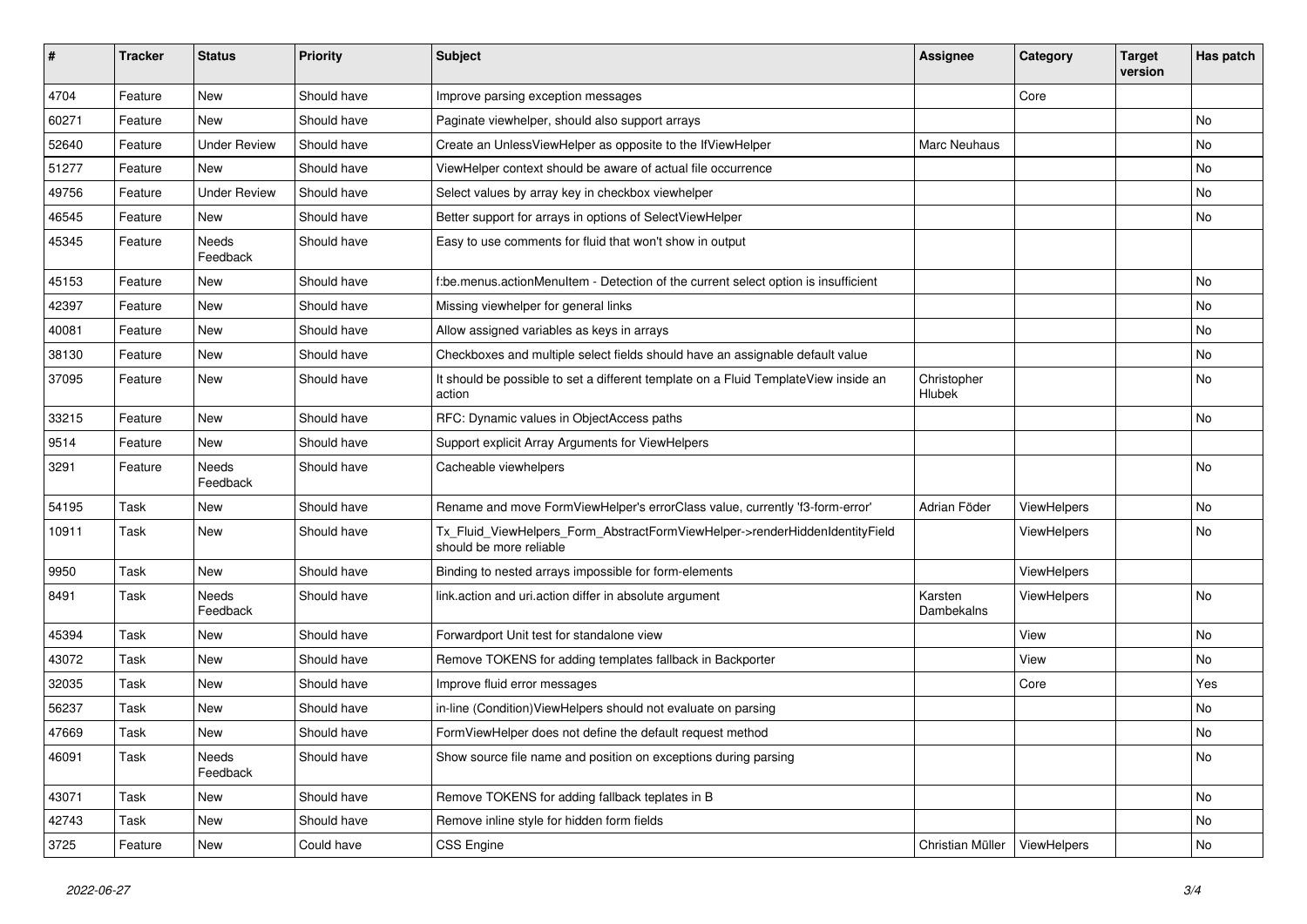| # | Tracker | Status | Priority | Subject | Assignee | Category | Target version | Has patch |
|---|---|---|---|---|---|---|---|---|
| 4704 | Feature | New | Should have | Improve parsing exception messages | | Core | | |
| 60271 | Feature | New | Should have | Paginate viewhelper, should also support arrays | | | | No |
| 52640 | Feature | Under Review | Should have | Create an UnlessViewHelper as opposite to the IfViewHelper | Marc Neuhaus | | | No |
| 51277 | Feature | New | Should have | ViewHelper context should be aware of actual file occurrence | | | | No |
| 49756 | Feature | Under Review | Should have | Select values by array key in checkbox viewhelper | | | | No |
| 46545 | Feature | New | Should have | Better support for arrays in options of SelectViewHelper | | | | No |
| 45345 | Feature | Needs Feedback | Should have | Easy to use comments for fluid that won't show in output | | | | |
| 45153 | Feature | New | Should have | f:be.menus.actionMenuItem - Detection of the current select option is insufficient | | | | No |
| 42397 | Feature | New | Should have | Missing viewhelper for general links | | | | No |
| 40081 | Feature | New | Should have | Allow assigned variables as keys in arrays | | | | No |
| 38130 | Feature | New | Should have | Checkboxes and multiple select fields should have an assignable default value | | | | No |
| 37095 | Feature | New | Should have | It should be possible to set a different template on a Fluid TemplateView inside an action | Christopher Hlubek | | | No |
| 33215 | Feature | New | Should have | RFC: Dynamic values in ObjectAccess paths | | | | No |
| 9514 | Feature | New | Should have | Support explicit Array Arguments for ViewHelpers | | | | |
| 3291 | Feature | Needs Feedback | Should have | Cacheable viewhelpers | | | | No |
| 54195 | Task | New | Should have | Rename and move FormViewHelper's errorClass value, currently 'f3-form-error' | Adrian Föder | ViewHelpers | | No |
| 10911 | Task | New | Should have | Tx_Fluid_ViewHelpers_Form_AbstractFormViewHelper->renderHiddenIdentityField should be more reliable | | ViewHelpers | | No |
| 9950 | Task | New | Should have | Binding to nested arrays impossible for form-elements | | ViewHelpers | | |
| 8491 | Task | Needs Feedback | Should have | link.action and uri.action differ in absolute argument | Karsten Dambekalns | ViewHelpers | | No |
| 45394 | Task | New | Should have | Forwardport Unit test for standalone view | | View | | No |
| 43072 | Task | New | Should have | Remove TOKENS for adding templates fallback in Backporter | | View | | No |
| 32035 | Task | New | Should have | Improve fluid error messages | | Core | | Yes |
| 56237 | Task | New | Should have | in-line (Condition)ViewHelpers should not evaluate on parsing | | | | No |
| 47669 | Task | New | Should have | FormViewHelper does not define the default request method | | | | No |
| 46091 | Task | Needs Feedback | Should have | Show source file name and position on exceptions during parsing | | | | No |
| 43071 | Task | New | Should have | Remove TOKENS for adding fallback teplates in B | | | | No |
| 42743 | Task | New | Should have | Remove inline style for hidden form fields | | | | No |
| 3725 | Feature | New | Could have | CSS Engine | Christian Müller | ViewHelpers | | No |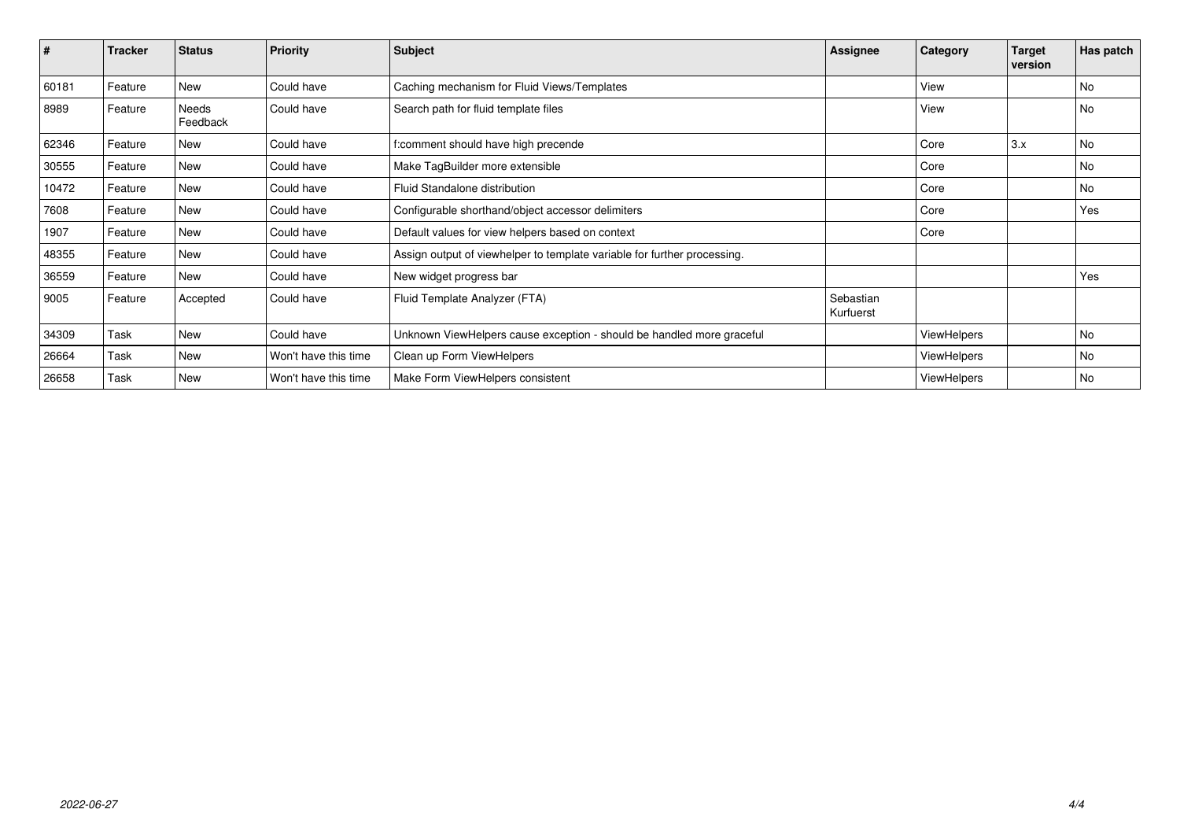| # | Tracker | Status | Priority | Subject | Assignee | Category | Target version | Has patch |
|---|---|---|---|---|---|---|---|---|
| 60181 | Feature | New | Could have | Caching mechanism for Fluid Views/Templates | | View | | No |
| 8989 | Feature | Needs Feedback | Could have | Search path for fluid template files | | View | | No |
| 62346 | Feature | New | Could have | f:comment should have high precende | | Core | 3.x | No |
| 30555 | Feature | New | Could have | Make TagBuilder more extensible | | Core | | No |
| 10472 | Feature | New | Could have | Fluid Standalone distribution | | Core | | No |
| 7608 | Feature | New | Could have | Configurable shorthand/object accessor delimiters | | Core | | Yes |
| 1907 | Feature | New | Could have | Default values for view helpers based on context | | Core | | |
| 48355 | Feature | New | Could have | Assign output of viewhelper to template variable for further processing. | | | | |
| 36559 | Feature | New | Could have | New widget progress bar | | | | Yes |
| 9005 | Feature | Accepted | Could have | Fluid Template Analyzer (FTA) | Sebastian Kurfuerst | | | |
| 34309 | Task | New | Could have | Unknown ViewHelpers cause exception - should be handled more graceful | | ViewHelpers | | No |
| 26664 | Task | New | Won't have this time | Clean up Form ViewHelpers | | ViewHelpers | | No |
| 26658 | Task | New | Won't have this time | Make Form ViewHelpers consistent | | ViewHelpers | | No |

2022-06-27